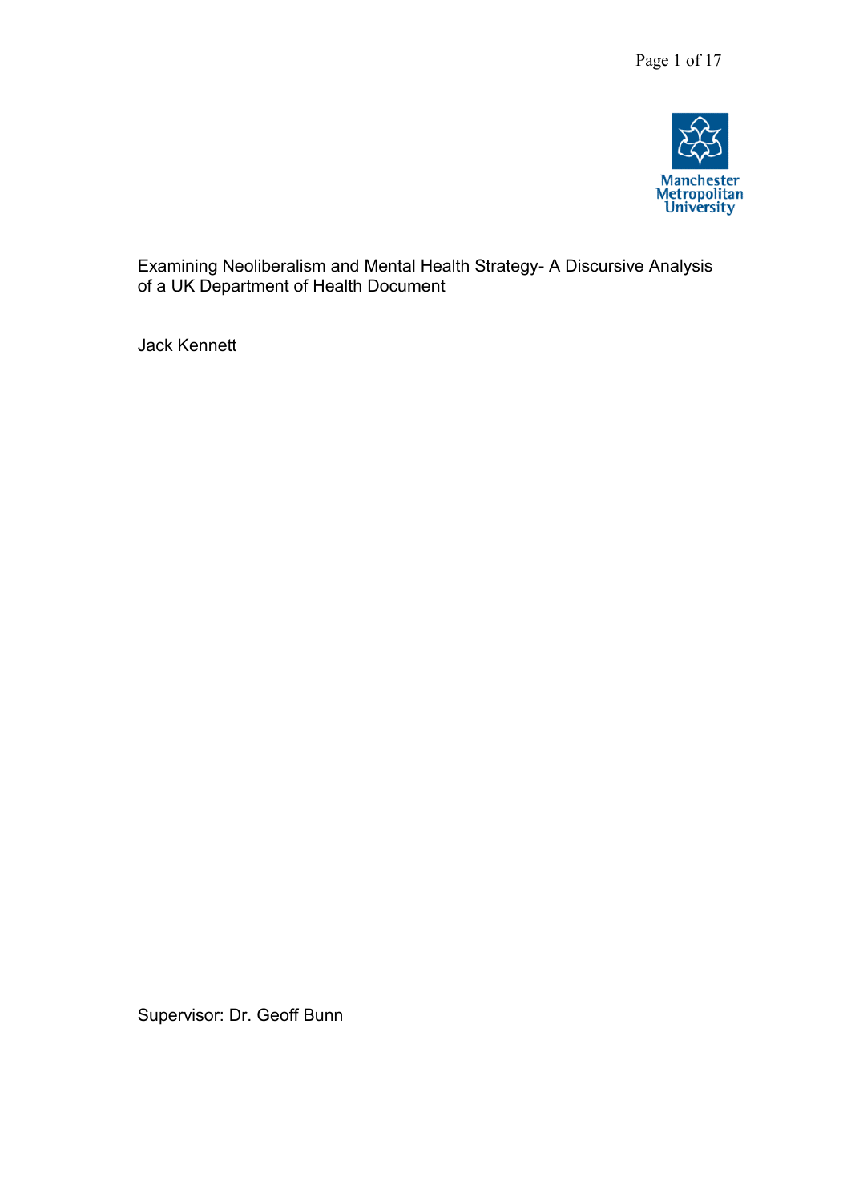# Examining Neoliberalism and Mental Health Strategy- A Discursive Analysis of a UK Department of Health Document

Jack Kennett

Supervisor: Dr. Geoff Bunn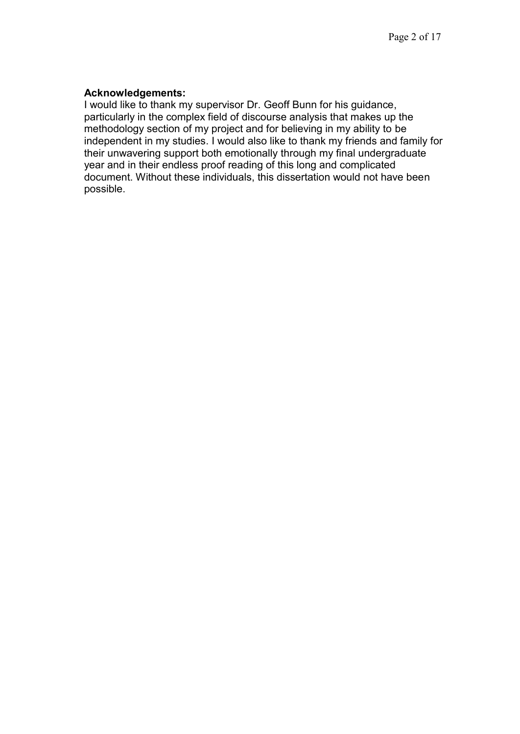**Acknowledgements:**

I would like to thank my supervisor Dr. Geoff Bunn for his guidance, particularly in the complex field of discourse analysis that makes up the methodology section of my project and for believing in my ability to be independent in my studies. I would also like to thank my friends and family for their unwavering support both emotionally through my final undergraduate year and in their endless proof reading of this long and complicated document. Without these individuals, this dissertation would not have been possible.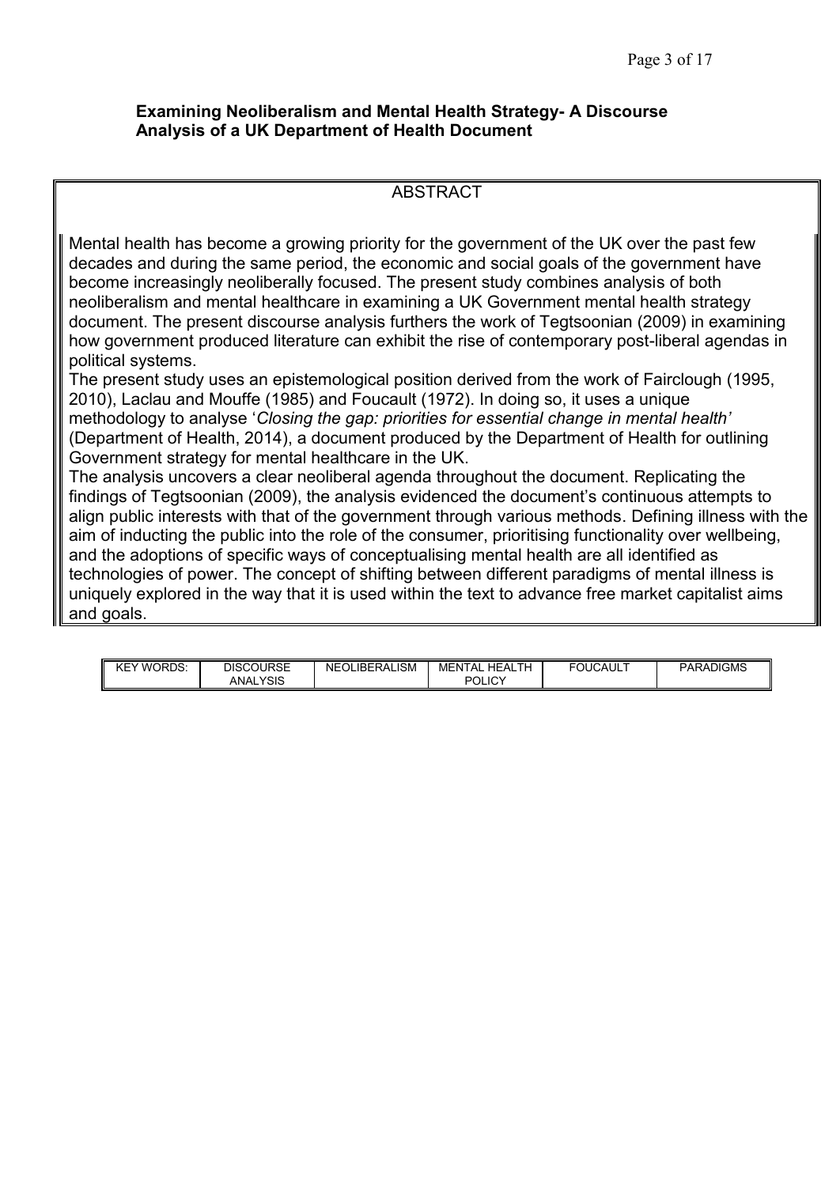**Examining Neoliberalism and Mental Health Strategy- A Discourse Analysis of a UK Department of Health Document**

## ABSTRACT

Mental health has become a growing priority for the government of the UK over the past few decades and during the same period, the economic and social goals of the government have become increasingly neoliberally focused. The present study combines analysis of both neoliberalism and mental healthcare in examining a UK Government mental health strategy document. The present discourse analysis furthers the work of Tegtsoonian (2009) in examining how government produced literature can exhibit the rise of contemporary post-liberal agendas in political systems.

The present study uses an epistemological position derived from the work of Fairclough (1995, 2010), Laclau and Mouffe (1985) and Foucault (1972). In doing so, it uses a unique methodology to analyse '*Closing the gap: priorities for essential change in mental health'* (Department of Health, 2014), a document produced by the Department of Health for outlining Government strategy for mental healthcare in the UK.

The analysis uncovers a clear neoliberal agenda throughout the document. Replicating the findings of Tegtsoonian (2009), the analysis evidenced the document's continuous attempts to align public interests with that of the government through various methods. Defining illness with the aim of inducting the public into the role of the consumer, prioritising functionality over wellbeing, and the adoptions of specific ways of conceptualising mental health are all identified as technologies of power. The concept of shifting between different paradigms of mental illness is uniquely explored in the way that it is used within the text to advance free market capitalist aims and goals.

| KEY WORDS: | DISCOURSE ANALYSIS | NEOLIBERALISM | MENTAL HEALTH POLICY | FOUCAULT | PARADIGMS |
|---|---|---|---|---|---|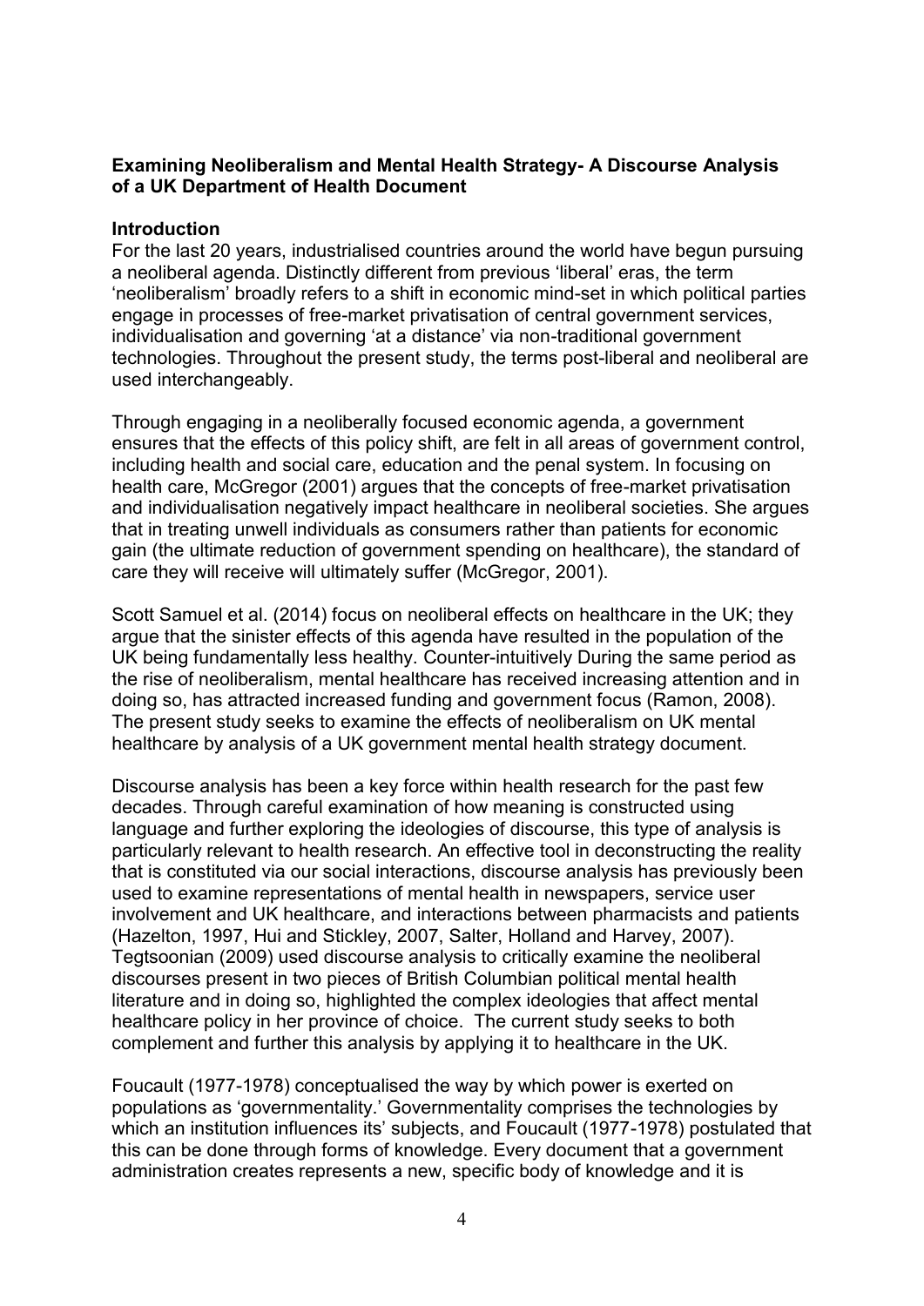**Examining Neoliberalism and Mental Health Strategy- A Discourse Analysis of a UK Department of Health Document**

**Introduction**

For the last 20 years, industrialised countries around the world have begun pursuing a neoliberal agenda. Distinctly different from previous 'liberal' eras, the term 'neoliberalism' broadly refers to a shift in economic mind-set in which political parties engage in processes of free-market privatisation of central government services, individualisation and governing 'at a distance' via non-traditional government technologies. Throughout the present study, the terms post-liberal and neoliberal are used interchangeably.

Through engaging in a neoliberally focused economic agenda, a government ensures that the effects of this policy shift, are felt in all areas of government control, including health and social care, education and the penal system. In focusing on health care, McGregor (2001) argues that the concepts of free-market privatisation and individualisation negatively impact healthcare in neoliberal societies. She argues that in treating unwell individuals as consumers rather than patients for economic gain (the ultimate reduction of government spending on healthcare), the standard of care they will receive will ultimately suffer (McGregor, 2001).

Scott Samuel et al. (2014) focus on neoliberal effects on healthcare in the UK; they argue that the sinister effects of this agenda have resulted in the population of the UK being fundamentally less healthy. Counter-intuitively During the same period as the rise of neoliberalism, mental healthcare has received increasing attention and in doing so, has attracted increased funding and government focus (Ramon, 2008). The present study seeks to examine the effects of neoliberalism on UK mental healthcare by analysis of a UK government mental health strategy document.

Discourse analysis has been a key force within health research for the past few decades. Through careful examination of how meaning is constructed using language and further exploring the ideologies of discourse, this type of analysis is particularly relevant to health research. An effective tool in deconstructing the reality that is constituted via our social interactions, discourse analysis has previously been used to examine representations of mental health in newspapers, service user involvement and UK healthcare, and interactions between pharmacists and patients (Hazelton, 1997, Hui and Stickley, 2007, Salter, Holland and Harvey, 2007). Tegtsoonian (2009) used discourse analysis to critically examine the neoliberal discourses present in two pieces of British Columbian political mental health literature and in doing so, highlighted the complex ideologies that affect mental healthcare policy in her province of choice. The current study seeks to both complement and further this analysis by applying it to healthcare in the UK.

Foucault (1977-1978) conceptualised the way by which power is exerted on populations as 'governmentality.' Governmentality comprises the technologies by which an institution influences its' subjects, and Foucault (1977-1978) postulated that this can be done through forms of knowledge. Every document that a government administration creates represents a new, specific body of knowledge and it is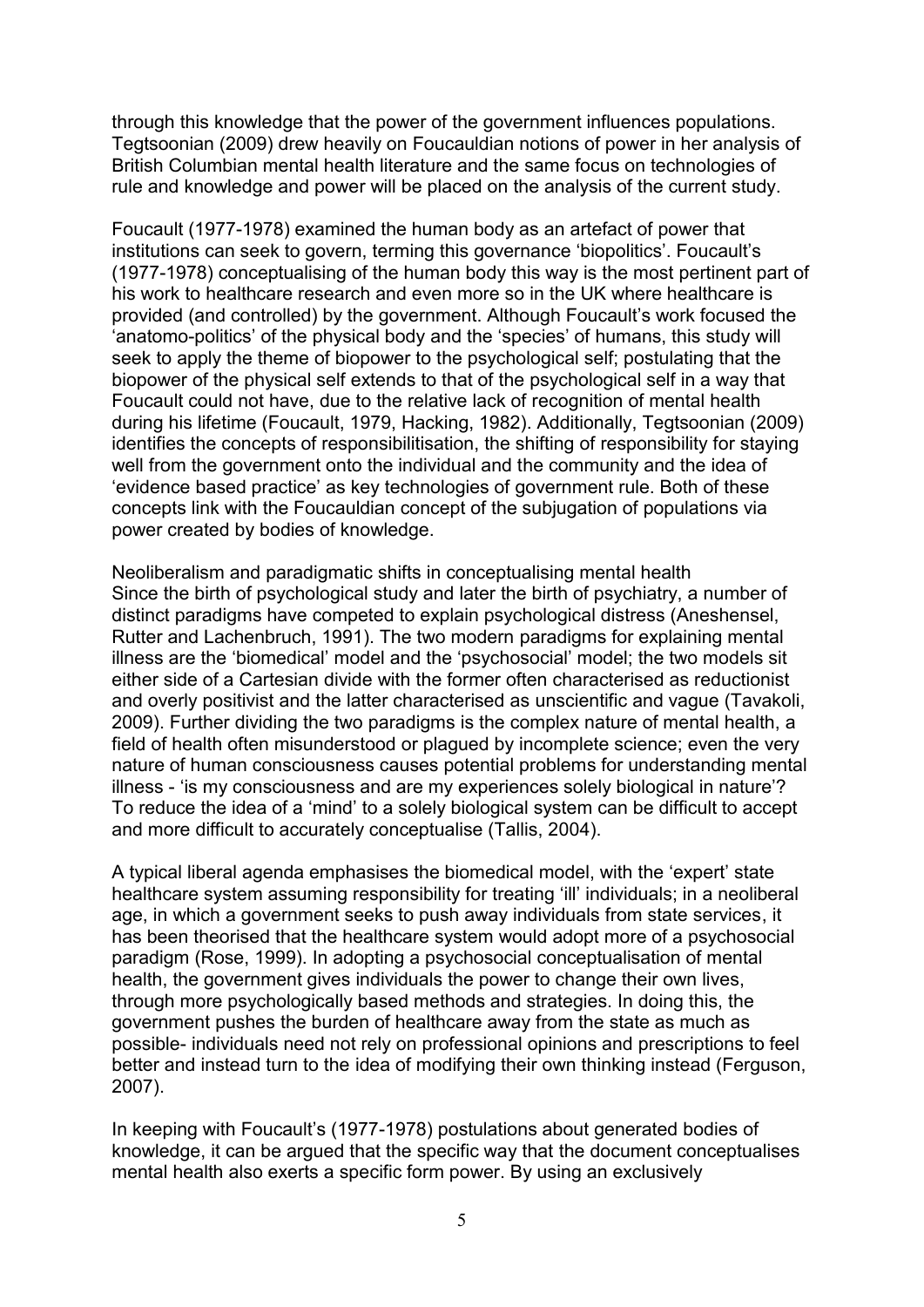through this knowledge that the power of the government influences populations. Tegtsoonian (2009) drew heavily on Foucauldian notions of power in her analysis of British Columbian mental health literature and the same focus on technologies of rule and knowledge and power will be placed on the analysis of the current study.

Foucault (1977-1978) examined the human body as an artefact of power that institutions can seek to govern, terming this governance 'biopolitics'. Foucault's (1977-1978) conceptualising of the human body this way is the most pertinent part of his work to healthcare research and even more so in the UK where healthcare is provided (and controlled) by the government. Although Foucault's work focused the 'anatomo-politics' of the physical body and the 'species' of humans, this study will seek to apply the theme of biopower to the psychological self; postulating that the biopower of the physical self extends to that of the psychological self in a way that Foucault could not have, due to the relative lack of recognition of mental health during his lifetime (Foucault, 1979, Hacking, 1982). Additionally, Tegtsoonian (2009) identifies the concepts of responsibilitisation, the shifting of responsibility for staying well from the government onto the individual and the community and the idea of 'evidence based practice' as key technologies of government rule. Both of these concepts link with the Foucauldian concept of the subjugation of populations via power created by bodies of knowledge.

## Neoliberalism and paradigmatic shifts in conceptualising mental health

Since the birth of psychological study and later the birth of psychiatry, a number of distinct paradigms have competed to explain psychological distress (Aneshensel, Rutter and Lachenbruch, 1991). The two modern paradigms for explaining mental illness are the 'biomedical' model and the 'psychosocial' model; the two models sit either side of a Cartesian divide with the former often characterised as reductionist and overly positivist and the latter characterised as unscientific and vague (Tavakoli, 2009). Further dividing the two paradigms is the complex nature of mental health, a field of health often misunderstood or plagued by incomplete science; even the very nature of human consciousness causes potential problems for understanding mental illness - 'is my consciousness and are my experiences solely biological in nature'? To reduce the idea of a 'mind' to a solely biological system can be difficult to accept and more difficult to accurately conceptualise (Tallis, 2004).

A typical liberal agenda emphasises the biomedical model, with the 'expert' state healthcare system assuming responsibility for treating 'ill' individuals; in a neoliberal age, in which a government seeks to push away individuals from state services, it has been theorised that the healthcare system would adopt more of a psychosocial paradigm (Rose, 1999). In adopting a psychosocial conceptualisation of mental health, the government gives individuals the power to change their own lives, through more psychologically based methods and strategies. In doing this, the government pushes the burden of healthcare away from the state as much as possible- individuals need not rely on professional opinions and prescriptions to feel better and instead turn to the idea of modifying their own thinking instead (Ferguson, 2007).

In keeping with Foucault's (1977-1978) postulations about generated bodies of knowledge, it can be argued that the specific way that the document conceptualises mental health also exerts a specific form power. By using an exclusively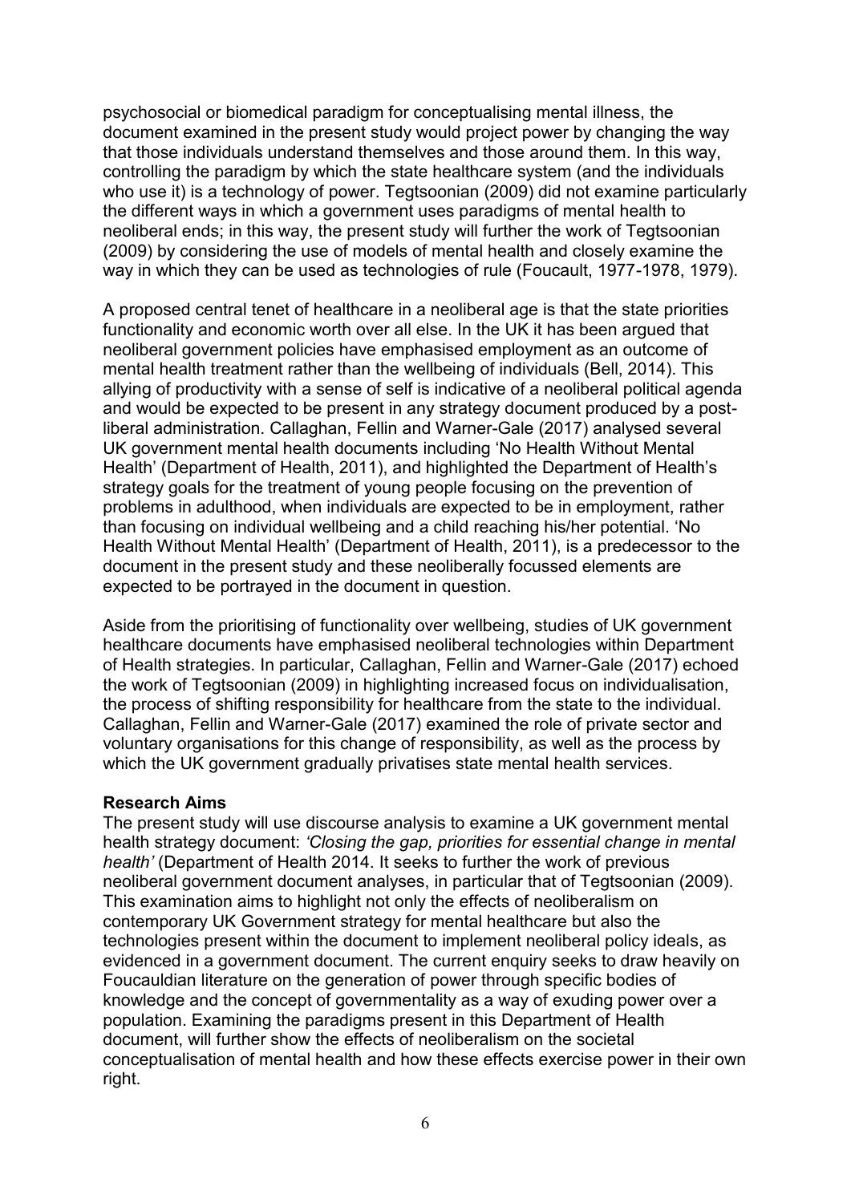psychosocial or biomedical paradigm for conceptualising mental illness, the document examined in the present study would project power by changing the way that those individuals understand themselves and those around them. In this way, controlling the paradigm by which the state healthcare system (and the individuals who use it) is a technology of power. Tegtsoonian (2009) did not examine particularly the different ways in which a government uses paradigms of mental health to neoliberal ends; in this way, the present study will further the work of Tegtsoonian (2009) by considering the use of models of mental health and closely examine the way in which they can be used as technologies of rule (Foucault, 1977-1978, 1979).

A proposed central tenet of healthcare in a neoliberal age is that the state priorities functionality and economic worth over all else. In the UK it has been argued that neoliberal government policies have emphasised employment as an outcome of mental health treatment rather than the wellbeing of individuals (Bell, 2014). This allying of productivity with a sense of self is indicative of a neoliberal political agenda and would be expected to be present in any strategy document produced by a post-liberal administration. Callaghan, Fellin and Warner-Gale (2017) analysed several UK government mental health documents including 'No Health Without Mental Health' (Department of Health, 2011), and highlighted the Department of Health's strategy goals for the treatment of young people focusing on the prevention of problems in adulthood, when individuals are expected to be in employment, rather than focusing on individual wellbeing and a child reaching his/her potential. 'No Health Without Mental Health' (Department of Health, 2011), is a predecessor to the document in the present study and these neoliberally focussed elements are expected to be portrayed in the document in question.

Aside from the prioritising of functionality over wellbeing, studies of UK government healthcare documents have emphasised neoliberal technologies within Department of Health strategies. In particular, Callaghan, Fellin and Warner-Gale (2017) echoed the work of Tegtsoonian (2009) in highlighting increased focus on individualisation, the process of shifting responsibility for healthcare from the state to the individual. Callaghan, Fellin and Warner-Gale (2017) examined the role of private sector and voluntary organisations for this change of responsibility, as well as the process by which the UK government gradually privatises state mental health services.

**Research Aims**

The present study will use discourse analysis to examine a UK government mental health strategy document: *'Closing the gap, priorities for essential change in mental health'* (Department of Health 2014. It seeks to further the work of previous neoliberal government document analyses, in particular that of Tegtsoonian (2009). This examination aims to highlight not only the effects of neoliberalism on contemporary UK Government strategy for mental healthcare but also the technologies present within the document to implement neoliberal policy ideals, as evidenced in a government document. The current enquiry seeks to draw heavily on Foucauldian literature on the generation of power through specific bodies of knowledge and the concept of governmentality as a way of exuding power over a population. Examining the paradigms present in this Department of Health document, will further show the effects of neoliberalism on the societal conceptualisation of mental health and how these effects exercise power in their own right.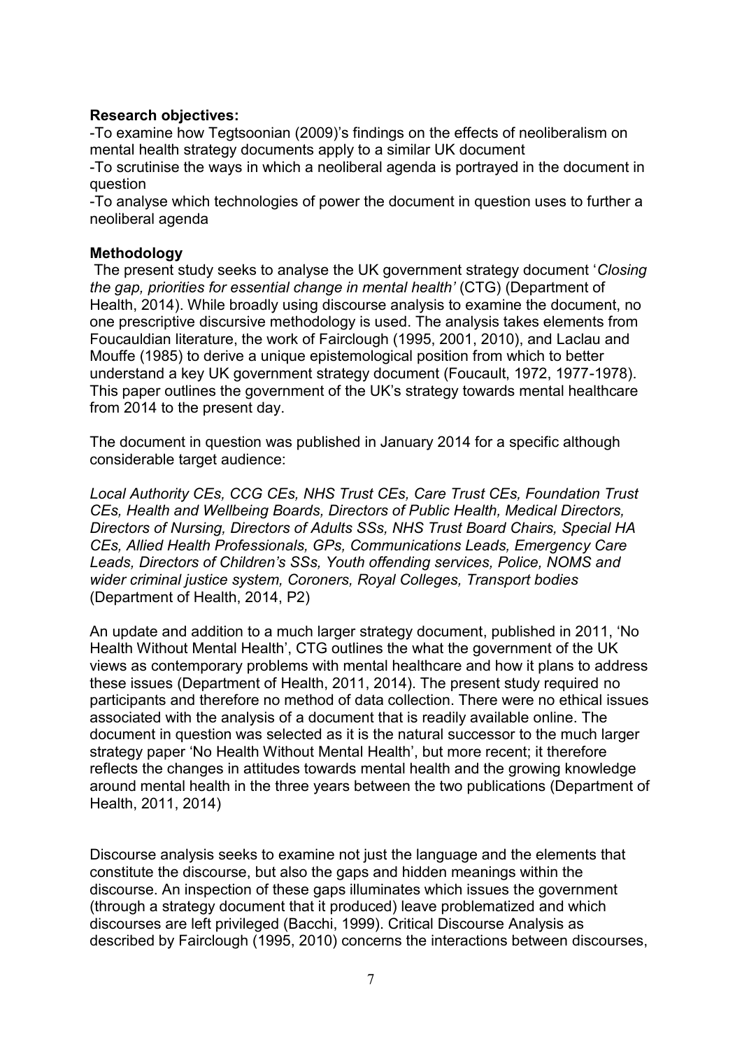**Research objectives:**

-To examine how Tegtsoonian (2009)'s findings on the effects of neoliberalism on mental health strategy documents apply to a similar UK document

-To scrutinise the ways in which a neoliberal agenda is portrayed in the document in question

-To analyse which technologies of power the document in question uses to further a neoliberal agenda

**Methodology**

The present study seeks to analyse the UK government strategy document '*Closing the gap, priorities for essential change in mental health'* (CTG) (Department of Health, 2014). While broadly using discourse analysis to examine the document, no one prescriptive discursive methodology is used. The analysis takes elements from Foucauldian literature, the work of Fairclough (1995, 2001, 2010), and Laclau and Mouffe (1985) to derive a unique epistemological position from which to better understand a key UK government strategy document (Foucault, 1972, 1977-1978). This paper outlines the government of the UK's strategy towards mental healthcare from 2014 to the present day.

The document in question was published in January 2014 for a specific although considerable target audience:

*Local Authority CEs, CCG CEs, NHS Trust CEs, Care Trust CEs, Foundation Trust CEs, Health and Wellbeing Boards, Directors of Public Health, Medical Directors, Directors of Nursing, Directors of Adults SSs, NHS Trust Board Chairs, Special HA CEs, Allied Health Professionals, GPs, Communications Leads, Emergency Care Leads, Directors of Children's SSs, Youth offending services, Police, NOMS and wider criminal justice system, Coroners, Royal Colleges, Transport bodies* (Department of Health, 2014, P2)

An update and addition to a much larger strategy document, published in 2011, 'No Health Without Mental Health', CTG outlines the what the government of the UK views as contemporary problems with mental healthcare and how it plans to address these issues (Department of Health, 2011, 2014). The present study required no participants and therefore no method of data collection. There were no ethical issues associated with the analysis of a document that is readily available online. The document in question was selected as it is the natural successor to the much larger strategy paper 'No Health Without Mental Health', but more recent; it therefore reflects the changes in attitudes towards mental health and the growing knowledge around mental health in the three years between the two publications (Department of Health, 2011, 2014)

Discourse analysis seeks to examine not just the language and the elements that constitute the discourse, but also the gaps and hidden meanings within the discourse. An inspection of these gaps illuminates which issues the government (through a strategy document that it produced) leave problematized and which discourses are left privileged (Bacchi, 1999). Critical Discourse Analysis as described by Fairclough (1995, 2010) concerns the interactions between discourses,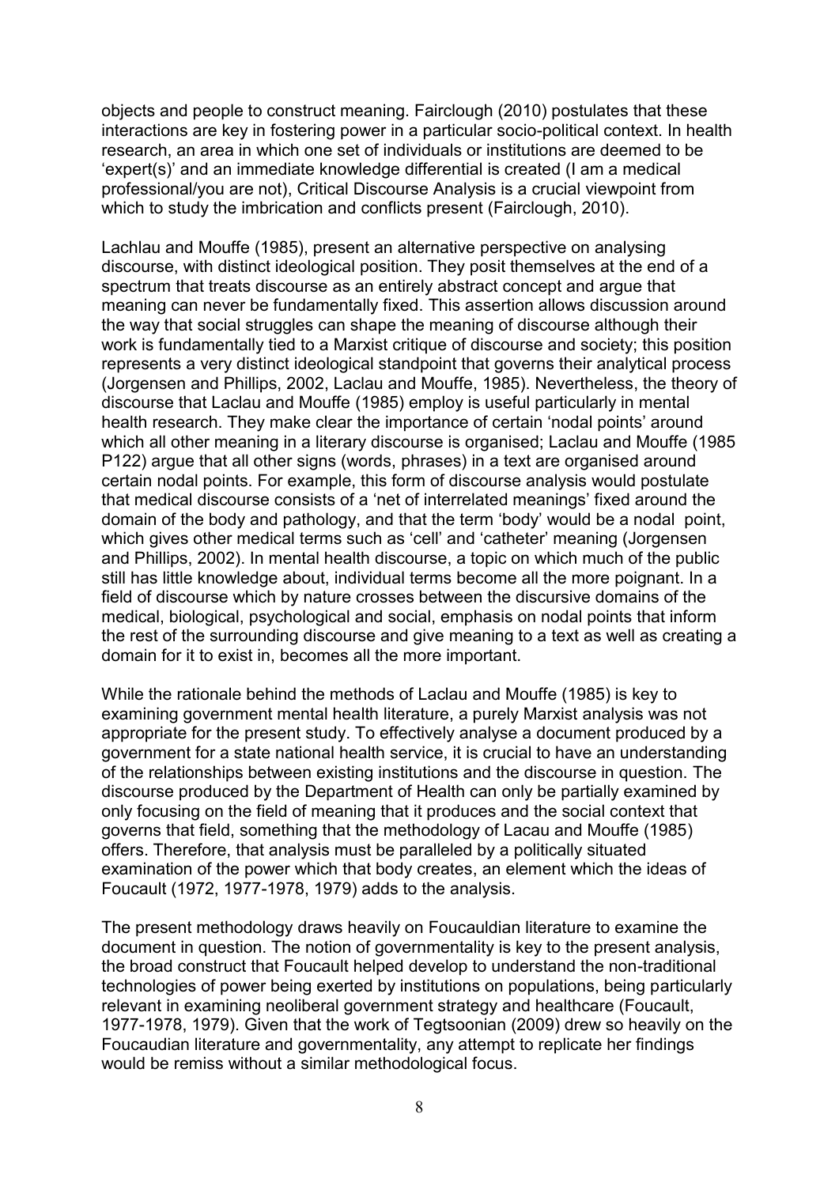objects and people to construct meaning. Fairclough (2010) postulates that these interactions are key in fostering power in a particular socio-political context. In health research, an area in which one set of individuals or institutions are deemed to be 'expert(s)' and an immediate knowledge differential is created (I am a medical professional/you are not), Critical Discourse Analysis is a crucial viewpoint from which to study the imbrication and conflicts present (Fairclough, 2010).

Lachlau and Mouffe (1985), present an alternative perspective on analysing discourse, with distinct ideological position. They posit themselves at the end of a spectrum that treats discourse as an entirely abstract concept and argue that meaning can never be fundamentally fixed. This assertion allows discussion around the way that social struggles can shape the meaning of discourse although their work is fundamentally tied to a Marxist critique of discourse and society; this position represents a very distinct ideological standpoint that governs their analytical process (Jorgensen and Phillips, 2002, Laclau and Mouffe, 1985). Nevertheless, the theory of discourse that Laclau and Mouffe (1985) employ is useful particularly in mental health research. They make clear the importance of certain 'nodal points' around which all other meaning in a literary discourse is organised; Laclau and Mouffe (1985 P122) argue that all other signs (words, phrases) in a text are organised around certain nodal points. For example, this form of discourse analysis would postulate that medical discourse consists of a 'net of interrelated meanings' fixed around the domain of the body and pathology, and that the term 'body' would be a nodal point, which gives other medical terms such as 'cell' and 'catheter' meaning (Jorgensen and Phillips, 2002). In mental health discourse, a topic on which much of the public still has little knowledge about, individual terms become all the more poignant. In a field of discourse which by nature crosses between the discursive domains of the medical, biological, psychological and social, emphasis on nodal points that inform the rest of the surrounding discourse and give meaning to a text as well as creating a domain for it to exist in, becomes all the more important.

While the rationale behind the methods of Laclau and Mouffe (1985) is key to examining government mental health literature, a purely Marxist analysis was not appropriate for the present study. To effectively analyse a document produced by a government for a state national health service, it is crucial to have an understanding of the relationships between existing institutions and the discourse in question. The discourse produced by the Department of Health can only be partially examined by only focusing on the field of meaning that it produces and the social context that governs that field, something that the methodology of Lacau and Mouffe (1985) offers. Therefore, that analysis must be paralleled by a politically situated examination of the power which that body creates, an element which the ideas of Foucault (1972, 1977-1978, 1979) adds to the analysis.

The present methodology draws heavily on Foucauldian literature to examine the document in question. The notion of governmentality is key to the present analysis, the broad construct that Foucault helped develop to understand the non-traditional technologies of power being exerted by institutions on populations, being particularly relevant in examining neoliberal government strategy and healthcare (Foucault, 1977-1978, 1979). Given that the work of Tegtsoonian (2009) drew so heavily on the Foucaudian literature and governmentality, any attempt to replicate her findings would be remiss without a similar methodological focus.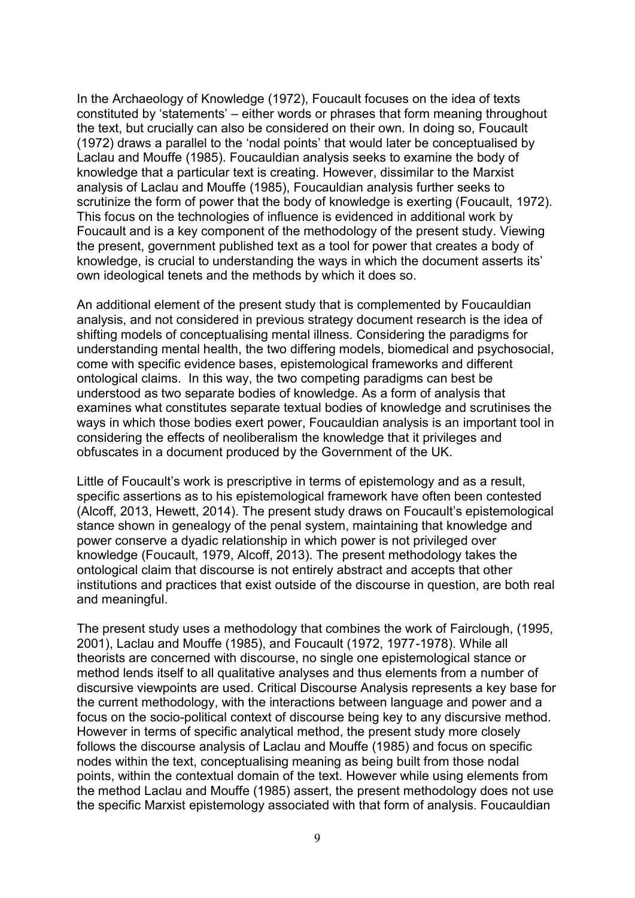In the Archaeology of Knowledge (1972), Foucault focuses on the idea of texts constituted by 'statements' – either words or phrases that form meaning throughout the text, but crucially can also be considered on their own. In doing so, Foucault (1972) draws a parallel to the 'nodal points' that would later be conceptualised by Laclau and Mouffe (1985). Foucauldian analysis seeks to examine the body of knowledge that a particular text is creating. However, dissimilar to the Marxist analysis of Laclau and Mouffe (1985), Foucauldian analysis further seeks to scrutinize the form of power that the body of knowledge is exerting (Foucault, 1972). This focus on the technologies of influence is evidenced in additional work by Foucault and is a key component of the methodology of the present study. Viewing the present, government published text as a tool for power that creates a body of knowledge, is crucial to understanding the ways in which the document asserts its' own ideological tenets and the methods by which it does so.

An additional element of the present study that is complemented by Foucauldian analysis, and not considered in previous strategy document research is the idea of shifting models of conceptualising mental illness. Considering the paradigms for understanding mental health, the two differing models, biomedical and psychosocial, come with specific evidence bases, epistemological frameworks and different ontological claims. In this way, the two competing paradigms can best be understood as two separate bodies of knowledge. As a form of analysis that examines what constitutes separate textual bodies of knowledge and scrutinises the ways in which those bodies exert power, Foucauldian analysis is an important tool in considering the effects of neoliberalism the knowledge that it privileges and obfuscates in a document produced by the Government of the UK.

Little of Foucault's work is prescriptive in terms of epistemology and as a result, specific assertions as to his epistemological framework have often been contested (Alcoff, 2013, Hewett, 2014). The present study draws on Foucault's epistemological stance shown in genealogy of the penal system, maintaining that knowledge and power conserve a dyadic relationship in which power is not privileged over knowledge (Foucault, 1979, Alcoff, 2013). The present methodology takes the ontological claim that discourse is not entirely abstract and accepts that other institutions and practices that exist outside of the discourse in question, are both real and meaningful.

The present study uses a methodology that combines the work of Fairclough, (1995, 2001), Laclau and Mouffe (1985), and Foucault (1972, 1977-1978). While all theorists are concerned with discourse, no single one epistemological stance or method lends itself to all qualitative analyses and thus elements from a number of discursive viewpoints are used. Critical Discourse Analysis represents a key base for the current methodology, with the interactions between language and power and a focus on the socio-political context of discourse being key to any discursive method. However in terms of specific analytical method, the present study more closely follows the discourse analysis of Laclau and Mouffe (1985) and focus on specific nodes within the text, conceptualising meaning as being built from those nodal points, within the contextual domain of the text. However while using elements from the method Laclau and Mouffe (1985) assert, the present methodology does not use the specific Marxist epistemology associated with that form of analysis. Foucauldian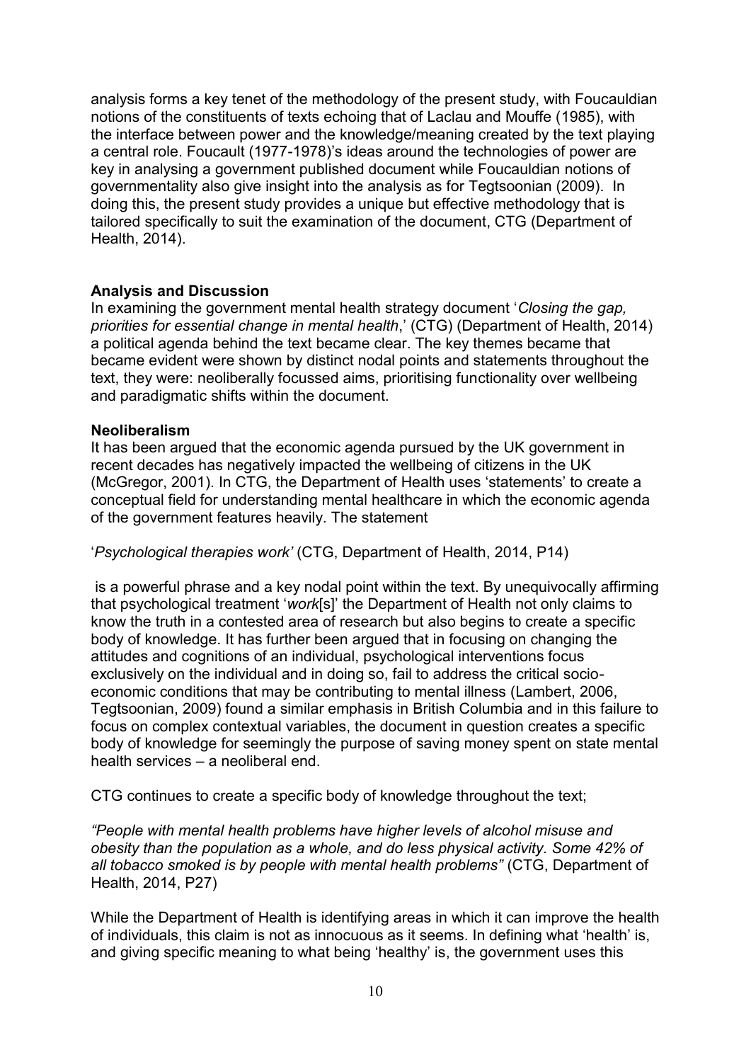analysis forms a key tenet of the methodology of the present study, with Foucauldian notions of the constituents of texts echoing that of Laclau and Mouffe (1985), with the interface between power and the knowledge/meaning created by the text playing a central role. Foucault (1977-1978)'s ideas around the technologies of power are key in analysing a government published document while Foucauldian notions of governmentality also give insight into the analysis as for Tegtsoonian (2009). In doing this, the present study provides a unique but effective methodology that is tailored specifically to suit the examination of the document, CTG (Department of Health, 2014).

**Analysis and Discussion**

In examining the government mental health strategy document '*Closing the gap, priorities for essential change in mental health*,' (CTG) (Department of Health, 2014) a political agenda behind the text became clear. The key themes became that became evident were shown by distinct nodal points and statements throughout the text, they were: neoliberally focussed aims, prioritising functionality over wellbeing and paradigmatic shifts within the document.

**Neoliberalism**

It has been argued that the economic agenda pursued by the UK government in recent decades has negatively impacted the wellbeing of citizens in the UK (McGregor, 2001). In CTG, the Department of Health uses 'statements' to create a conceptual field for understanding mental healthcare in which the economic agenda of the government features heavily. The statement

'*Psychological therapies work'* (CTG, Department of Health, 2014, P14)

is a powerful phrase and a key nodal point within the text. By unequivocally affirming that psychological treatment '*work*[s]' the Department of Health not only claims to know the truth in a contested area of research but also begins to create a specific body of knowledge. It has further been argued that in focusing on changing the attitudes and cognitions of an individual, psychological interventions focus exclusively on the individual and in doing so, fail to address the critical socio-economic conditions that may be contributing to mental illness (Lambert, 2006, Tegtsoonian, 2009) found a similar emphasis in British Columbia and in this failure to focus on complex contextual variables, the document in question creates a specific body of knowledge for seemingly the purpose of saving money spent on state mental health services – a neoliberal end.

CTG continues to create a specific body of knowledge throughout the text;

*"People with mental health problems have higher levels of alcohol misuse and obesity than the population as a whole, and do less physical activity. Some 42% of all tobacco smoked is by people with mental health problems"* (CTG, Department of Health, 2014, P27)

While the Department of Health is identifying areas in which it can improve the health of individuals, this claim is not as innocuous as it seems. In defining what 'health' is, and giving specific meaning to what being 'healthy' is, the government uses this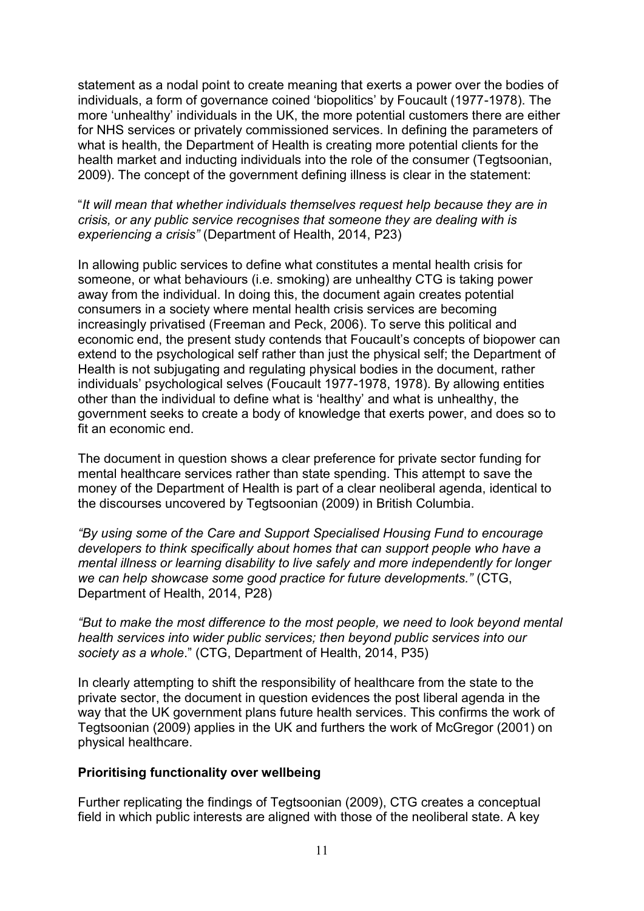statement as a nodal point to create meaning that exerts a power over the bodies of individuals, a form of governance coined 'biopolitics' by Foucault (1977-1978). The more 'unhealthy' individuals in the UK, the more potential customers there are either for NHS services or privately commissioned services. In defining the parameters of what is health, the Department of Health is creating more potential clients for the health market and inducting individuals into the role of the consumer (Tegtsoonian, 2009). The concept of the government defining illness is clear in the statement:

"*It will mean that whether individuals themselves request help because they are in crisis, or any public service recognises that someone they are dealing with is experiencing a crisis"* (Department of Health, 2014, P23)

In allowing public services to define what constitutes a mental health crisis for someone, or what behaviours (i.e. smoking) are unhealthy CTG is taking power away from the individual. In doing this, the document again creates potential consumers in a society where mental health crisis services are becoming increasingly privatised (Freeman and Peck, 2006). To serve this political and economic end, the present study contends that Foucault's concepts of biopower can extend to the psychological self rather than just the physical self; the Department of Health is not subjugating and regulating physical bodies in the document, rather individuals' psychological selves (Foucault 1977-1978, 1978). By allowing entities other than the individual to define what is 'healthy' and what is unhealthy, the government seeks to create a body of knowledge that exerts power, and does so to fit an economic end.

The document in question shows a clear preference for private sector funding for mental healthcare services rather than state spending. This attempt to save the money of the Department of Health is part of a clear neoliberal agenda, identical to the discourses uncovered by Tegtsoonian (2009) in British Columbia.

*"By using some of the Care and Support Specialised Housing Fund to encourage developers to think specifically about homes that can support people who have a mental illness or learning disability to live safely and more independently for longer we can help showcase some good practice for future developments."* (CTG, Department of Health, 2014, P28)

*"But to make the most difference to the most people, we need to look beyond mental health services into wider public services; then beyond public services into our society as a whole*." (CTG, Department of Health, 2014, P35)

In clearly attempting to shift the responsibility of healthcare from the state to the private sector, the document in question evidences the post liberal agenda in the way that the UK government plans future health services. This confirms the work of Tegtsoonian (2009) applies in the UK and furthers the work of McGregor (2001) on physical healthcare.

**Prioritising functionality over wellbeing**

Further replicating the findings of Tegtsoonian (2009), CTG creates a conceptual field in which public interests are aligned with those of the neoliberal state. A key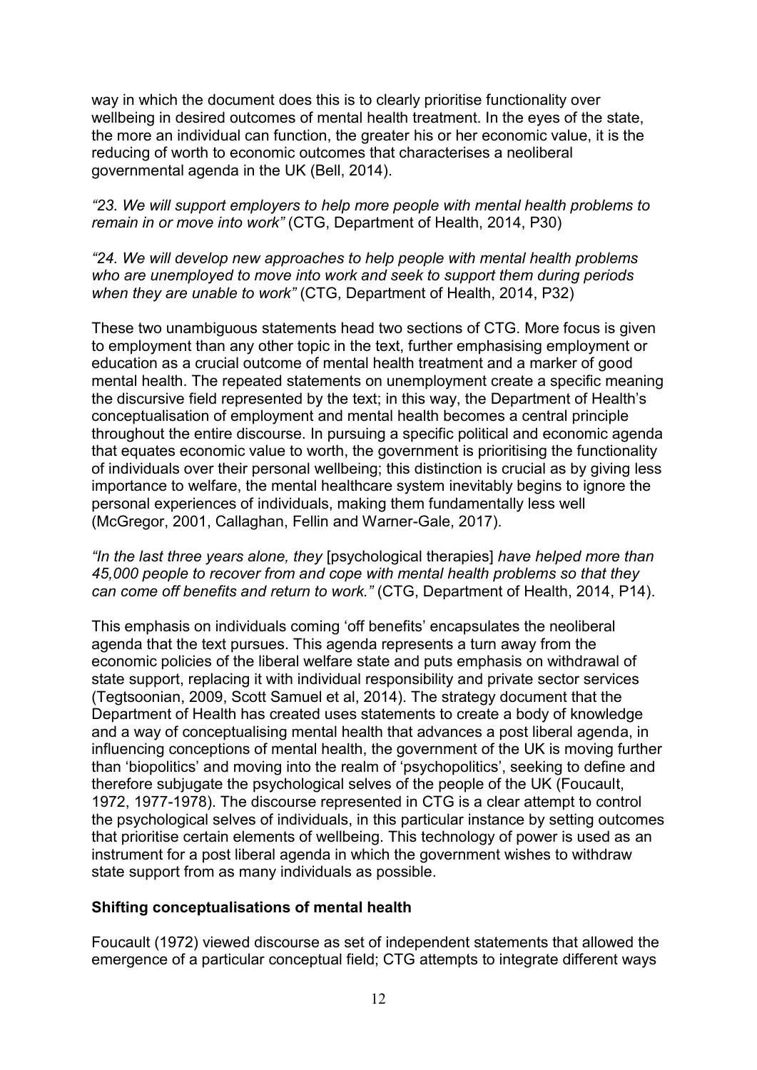way in which the document does this is to clearly prioritise functionality over wellbeing in desired outcomes of mental health treatment. In the eyes of the state, the more an individual can function, the greater his or her economic value, it is the reducing of worth to economic outcomes that characterises a neoliberal governmental agenda in the UK (Bell, 2014).

*"23. We will support employers to help more people with mental health problems to remain in or move into work"* (CTG, Department of Health, 2014, P30)

*"24. We will develop new approaches to help people with mental health problems who are unemployed to move into work and seek to support them during periods when they are unable to work"* (CTG, Department of Health, 2014, P32)

These two unambiguous statements head two sections of CTG. More focus is given to employment than any other topic in the text, further emphasising employment or education as a crucial outcome of mental health treatment and a marker of good mental health. The repeated statements on unemployment create a specific meaning the discursive field represented by the text; in this way, the Department of Health's conceptualisation of employment and mental health becomes a central principle throughout the entire discourse. In pursuing a specific political and economic agenda that equates economic value to worth, the government is prioritising the functionality of individuals over their personal wellbeing; this distinction is crucial as by giving less importance to welfare, the mental healthcare system inevitably begins to ignore the personal experiences of individuals, making them fundamentally less well (McGregor, 2001, Callaghan, Fellin and Warner-Gale, 2017).

*"In the last three years alone, they* [psychological therapies] *have helped more than 45,000 people to recover from and cope with mental health problems so that they can come off benefits and return to work."* (CTG, Department of Health, 2014, P14).

This emphasis on individuals coming 'off benefits' encapsulates the neoliberal agenda that the text pursues. This agenda represents a turn away from the economic policies of the liberal welfare state and puts emphasis on withdrawal of state support, replacing it with individual responsibility and private sector services (Tegtsoonian, 2009, Scott Samuel et al, 2014). The strategy document that the Department of Health has created uses statements to create a body of knowledge and a way of conceptualising mental health that advances a post liberal agenda, in influencing conceptions of mental health, the government of the UK is moving further than 'biopolitics' and moving into the realm of 'psychopolitics', seeking to define and therefore subjugate the psychological selves of the people of the UK (Foucault, 1972, 1977-1978). The discourse represented in CTG is a clear attempt to control the psychological selves of individuals, in this particular instance by setting outcomes that prioritise certain elements of wellbeing. This technology of power is used as an instrument for a post liberal agenda in which the government wishes to withdraw state support from as many individuals as possible.

## Shifting conceptualisations of mental health

Foucault (1972) viewed discourse as set of independent statements that allowed the emergence of a particular conceptual field; CTG attempts to integrate different ways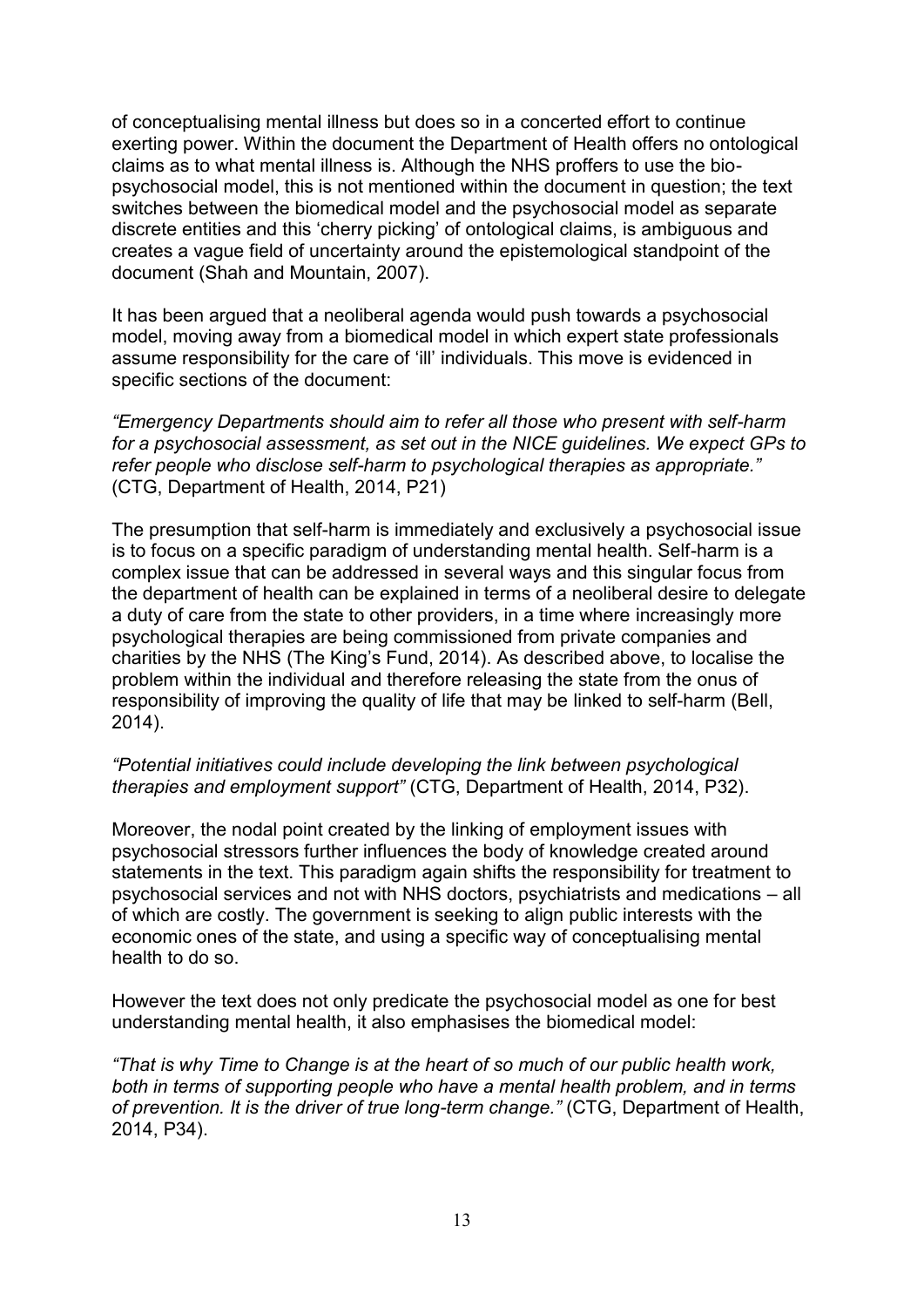of conceptualising mental illness but does so in a concerted effort to continue exerting power. Within the document the Department of Health offers no ontological claims as to what mental illness is. Although the NHS proffers to use the bio-psychosocial model, this is not mentioned within the document in question; the text switches between the biomedical model and the psychosocial model as separate discrete entities and this 'cherry picking' of ontological claims, is ambiguous and creates a vague field of uncertainty around the epistemological standpoint of the document (Shah and Mountain, 2007).

It has been argued that a neoliberal agenda would push towards a psychosocial model, moving away from a biomedical model in which expert state professionals assume responsibility for the care of 'ill' individuals. This move is evidenced in specific sections of the document:

*"Emergency Departments should aim to refer all those who present with self-harm for a psychosocial assessment, as set out in the NICE guidelines. We expect GPs to refer people who disclose self-harm to psychological therapies as appropriate."* (CTG, Department of Health, 2014, P21)

The presumption that self-harm is immediately and exclusively a psychosocial issue is to focus on a specific paradigm of understanding mental health. Self-harm is a complex issue that can be addressed in several ways and this singular focus from the department of health can be explained in terms of a neoliberal desire to delegate a duty of care from the state to other providers, in a time where increasingly more psychological therapies are being commissioned from private companies and charities by the NHS (The King's Fund, 2014). As described above, to localise the problem within the individual and therefore releasing the state from the onus of responsibility of improving the quality of life that may be linked to self-harm (Bell, 2014).

*"Potential initiatives could include developing the link between psychological therapies and employment support"* (CTG, Department of Health, 2014, P32).

Moreover, the nodal point created by the linking of employment issues with psychosocial stressors further influences the body of knowledge created around statements in the text. This paradigm again shifts the responsibility for treatment to psychosocial services and not with NHS doctors, psychiatrists and medications – all of which are costly. The government is seeking to align public interests with the economic ones of the state, and using a specific way of conceptualising mental health to do so.

However the text does not only predicate the psychosocial model as one for best understanding mental health, it also emphasises the biomedical model:

*"That is why Time to Change is at the heart of so much of our public health work, both in terms of supporting people who have a mental health problem, and in terms of prevention. It is the driver of true long-term change."* (CTG, Department of Health, 2014, P34).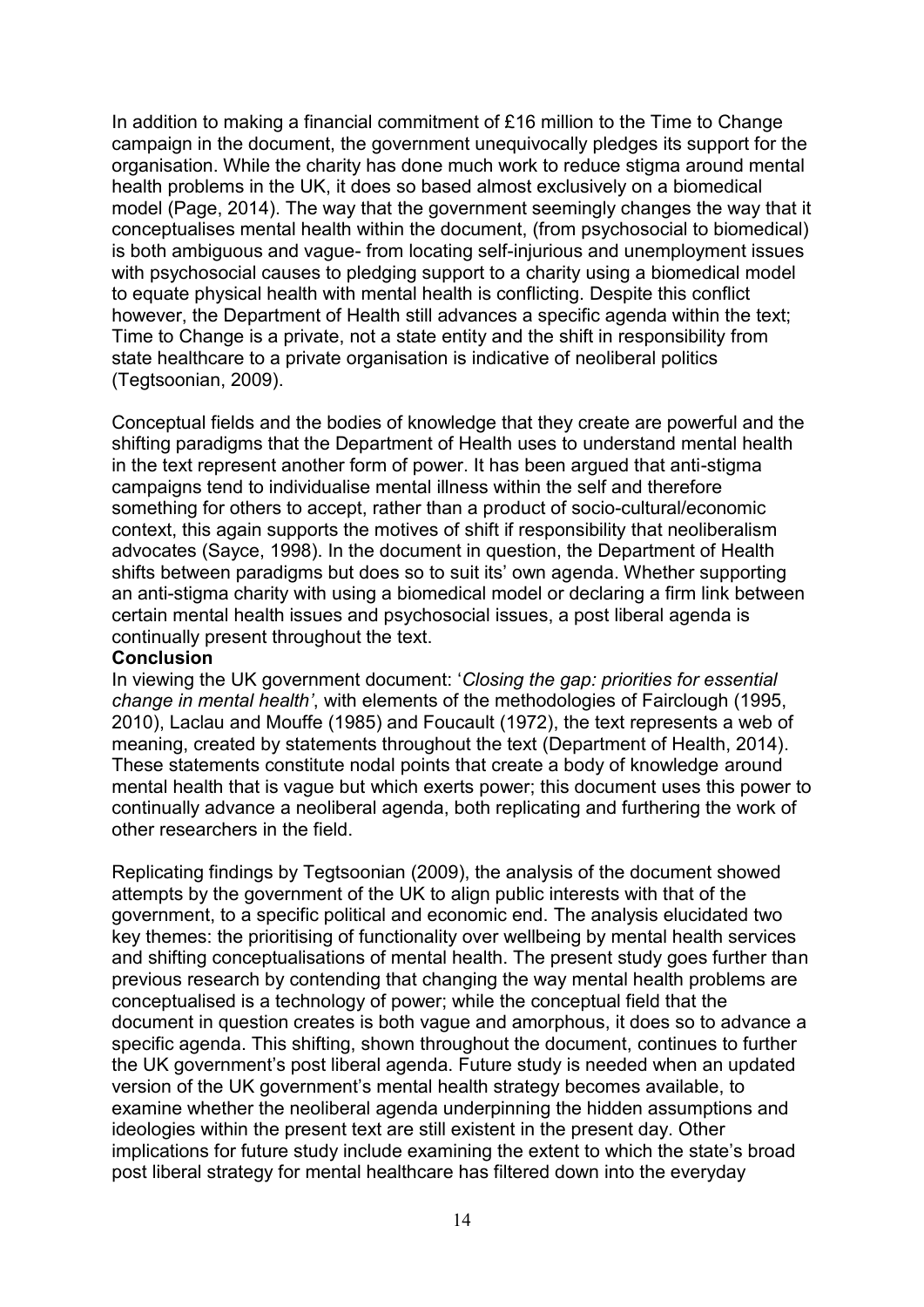In addition to making a financial commitment of £16 million to the Time to Change campaign in the document, the government unequivocally pledges its support for the organisation. While the charity has done much work to reduce stigma around mental health problems in the UK, it does so based almost exclusively on a biomedical model (Page, 2014). The way that the government seemingly changes the way that it conceptualises mental health within the document, (from psychosocial to biomedical) is both ambiguous and vague- from locating self-injurious and unemployment issues with psychosocial causes to pledging support to a charity using a biomedical model to equate physical health with mental health is conflicting. Despite this conflict however, the Department of Health still advances a specific agenda within the text; Time to Change is a private, not a state entity and the shift in responsibility from state healthcare to a private organisation is indicative of neoliberal politics (Tegtsoonian, 2009).

Conceptual fields and the bodies of knowledge that they create are powerful and the shifting paradigms that the Department of Health uses to understand mental health in the text represent another form of power. It has been argued that anti-stigma campaigns tend to individualise mental illness within the self and therefore something for others to accept, rather than a product of socio-cultural/economic context, this again supports the motives of shift if responsibility that neoliberalism advocates (Sayce, 1998). In the document in question, the Department of Health shifts between paradigms but does so to suit its' own agenda. Whether supporting an anti-stigma charity with using a biomedical model or declaring a firm link between certain mental health issues and psychosocial issues, a post liberal agenda is continually present throughout the text.

## Conclusion

In viewing the UK government document: '*Closing the gap: priorities for essential change in mental health'*, with elements of the methodologies of Fairclough (1995, 2010), Laclau and Mouffe (1985) and Foucault (1972), the text represents a web of meaning, created by statements throughout the text (Department of Health, 2014). These statements constitute nodal points that create a body of knowledge around mental health that is vague but which exerts power; this document uses this power to continually advance a neoliberal agenda, both replicating and furthering the work of other researchers in the field.

Replicating findings by Tegtsoonian (2009), the analysis of the document showed attempts by the government of the UK to align public interests with that of the government, to a specific political and economic end. The analysis elucidated two key themes: the prioritising of functionality over wellbeing by mental health services and shifting conceptualisations of mental health. The present study goes further than previous research by contending that changing the way mental health problems are conceptualised is a technology of power; while the conceptual field that the document in question creates is both vague and amorphous, it does so to advance a specific agenda. This shifting, shown throughout the document, continues to further the UK government's post liberal agenda. Future study is needed when an updated version of the UK government's mental health strategy becomes available, to examine whether the neoliberal agenda underpinning the hidden assumptions and ideologies within the present text are still existent in the present day. Other implications for future study include examining the extent to which the state's broad post liberal strategy for mental healthcare has filtered down into the everyday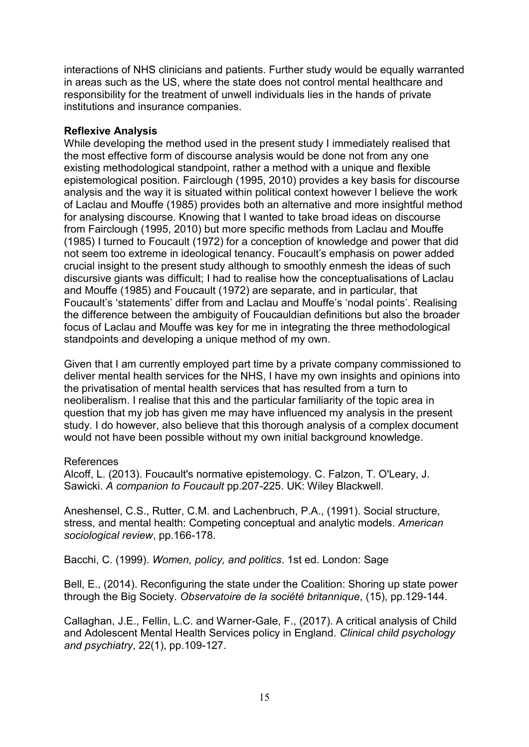interactions of NHS clinicians and patients. Further study would be equally warranted in areas such as the US, where the state does not control mental healthcare and responsibility for the treatment of unwell individuals lies in the hands of private institutions and insurance companies.

**Reflexive Analysis**

While developing the method used in the present study I immediately realised that the most effective form of discourse analysis would be done not from any one existing methodological standpoint, rather a method with a unique and flexible epistemological position. Fairclough (1995, 2010) provides a key basis for discourse analysis and the way it is situated within political context however I believe the work of Laclau and Mouffe (1985) provides both an alternative and more insightful method for analysing discourse. Knowing that I wanted to take broad ideas on discourse from Fairclough (1995, 2010) but more specific methods from Laclau and Mouffe (1985) I turned to Foucault (1972) for a conception of knowledge and power that did not seem too extreme in ideological tenancy. Foucault's emphasis on power added crucial insight to the present study although to smoothly enmesh the ideas of such discursive giants was difficult; I had to realise how the conceptualisations of Laclau and Mouffe (1985) and Foucault (1972) are separate, and in particular, that Foucault's 'statements' differ from and Laclau and Mouffe's 'nodal points'. Realising the difference between the ambiguity of Foucauldian definitions but also the broader focus of Laclau and Mouffe was key for me in integrating the three methodological standpoints and developing a unique method of my own.

Given that I am currently employed part time by a private company commissioned to deliver mental health services for the NHS, I have my own insights and opinions into the privatisation of mental health services that has resulted from a turn to neoliberalism. I realise that this and the particular familiarity of the topic area in question that my job has given me may have influenced my analysis in the present study. I do however, also believe that this thorough analysis of a complex document would not have been possible without my own initial background knowledge.

References

Alcoff, L. (2013). Foucault's normative epistemology. C. Falzon, T. O'Leary, J. Sawicki. *A companion to Foucault* pp.207-225. UK: Wiley Blackwell.

Aneshensel, C.S., Rutter, C.M. and Lachenbruch, P.A., (1991). Social structure, stress, and mental health: Competing conceptual and analytic models. *American sociological review*, pp.166-178.

Bacchi, C. (1999). *Women, policy, and politics*. 1st ed. London: Sage

Bell, E., (2014). Reconfiguring the state under the Coalition: Shoring up state power through the Big Society. *Observatoire de la société britannique*, (15), pp.129-144.

Callaghan, J.E., Fellin, L.C. and Warner-Gale, F., (2017). A critical analysis of Child and Adolescent Mental Health Services policy in England. *Clinical child psychology and psychiatry*, 22(1), pp.109-127.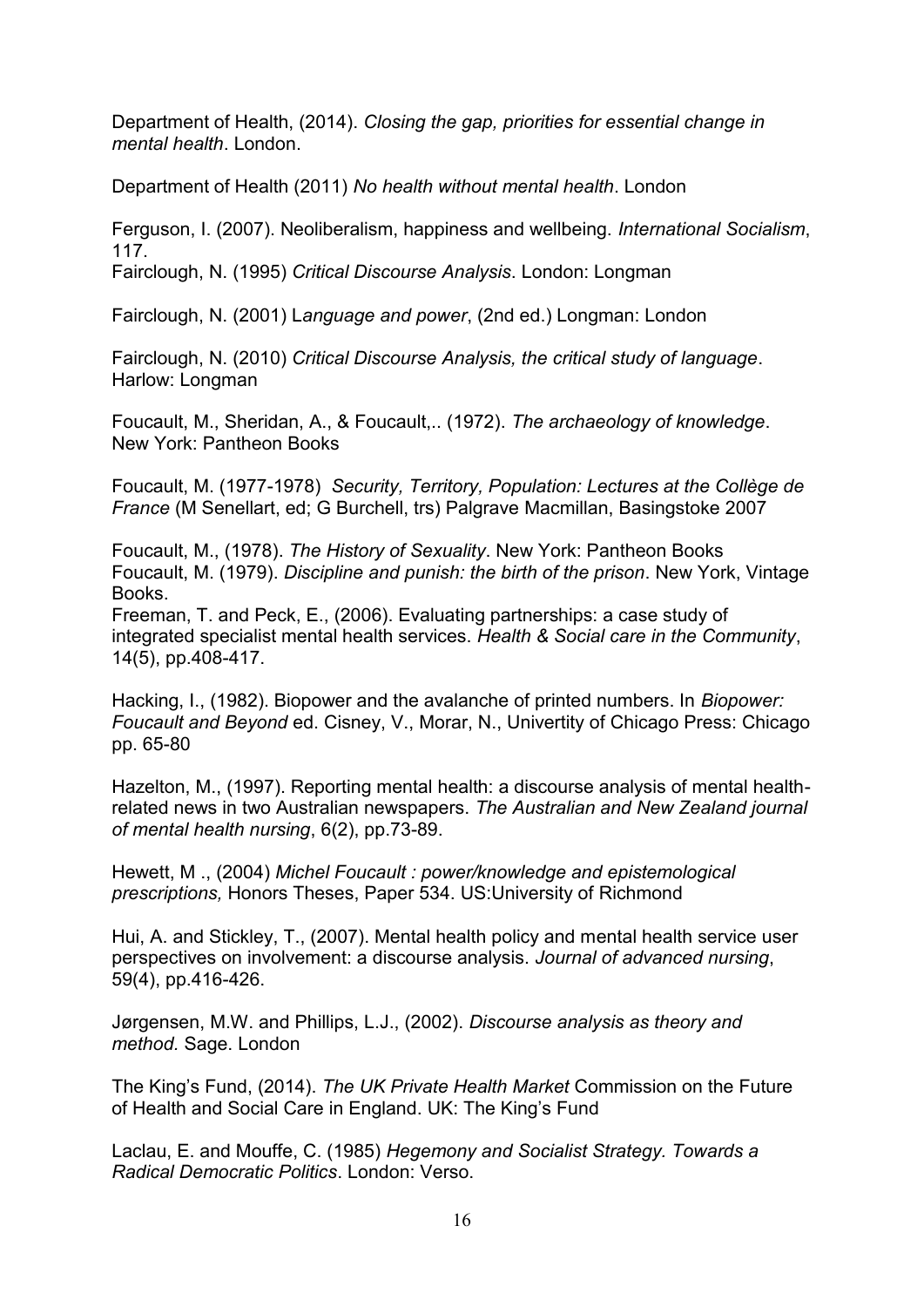Department of Health, (2014). *Closing the gap, priorities for essential change in mental health*. London.

Department of Health (2011) *No health without mental health*. London

Ferguson, I. (2007). Neoliberalism, happiness and wellbeing. *International Socialism*, 117.

Fairclough, N. (1995) *Critical Discourse Analysis*. London: Longman

Fairclough, N. (2001) L*anguage and power*, (2nd ed.) Longman: London

Fairclough, N. (2010) *Critical Discourse Analysis, the critical study of language*. Harlow: Longman

Foucault, M., Sheridan, A., & Foucault,.. (1972). *The archaeology of knowledge*. New York: Pantheon Books

Foucault, M. (1977-1978) *Security, Territory, Population: Lectures at the Collège de France* (M Senellart, ed; G Burchell, trs) Palgrave Macmillan, Basingstoke 2007

Foucault, M., (1978). *The History of Sexuality*. New York: Pantheon Books

Foucault, M. (1979). *Discipline and punish: the birth of the prison*. New York, Vintage Books.

Freeman, T. and Peck, E., (2006). Evaluating partnerships: a case study of integrated specialist mental health services. *Health & Social care in the Community*, 14(5), pp.408-417.

Hacking, I., (1982). Biopower and the avalanche of printed numbers. In *Biopower: Foucault and Beyond* ed. Cisney, V., Morar, N., Univertity of Chicago Press: Chicago pp. 65-80

Hazelton, M., (1997). Reporting mental health: a discourse analysis of mental health-related news in two Australian newspapers. *The Australian and New Zealand journal of mental health nursing*, 6(2), pp.73-89.

Hewett, M ., (2004) *Michel Foucault : power/knowledge and epistemological prescriptions,* Honors Theses, Paper 534. US:University of Richmond

Hui, A. and Stickley, T., (2007). Mental health policy and mental health service user perspectives on involvement: a discourse analysis. *Journal of advanced nursing*, 59(4), pp.416-426.

Jørgensen, M.W. and Phillips, L.J., (2002). *Discourse analysis as theory and method.* Sage. London

The King's Fund, (2014). *The UK Private Health Market* Commission on the Future of Health and Social Care in England. UK: The King's Fund

Laclau, E. and Mouffe, C. (1985) *Hegemony and Socialist Strategy. Towards a Radical Democratic Politics*. London: Verso.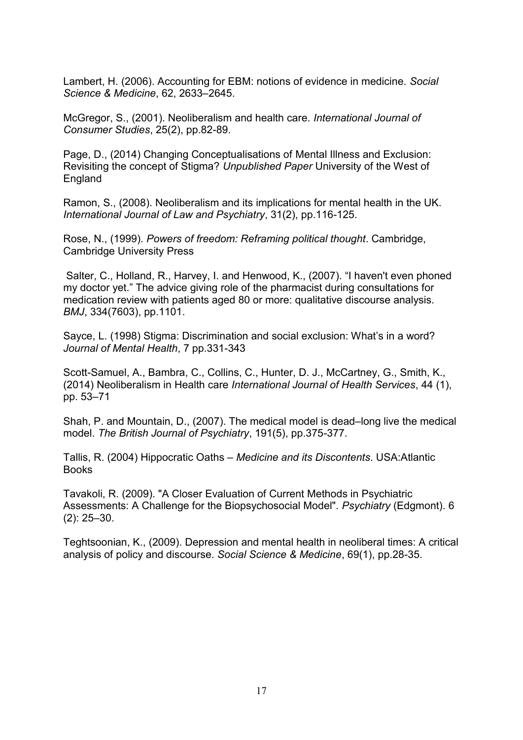Lambert, H. (2006). Accounting for EBM: notions of evidence in medicine. *Social Science & Medicine*, 62, 2633–2645.

McGregor, S., (2001). Neoliberalism and health care. *International Journal of Consumer Studies*, 25(2), pp.82-89.

Page, D., (2014) Changing Conceptualisations of Mental Illness and Exclusion: Revisiting the concept of Stigma? *Unpublished Paper* University of the West of England

Ramon, S., (2008). Neoliberalism and its implications for mental health in the UK. *International Journal of Law and Psychiatry*, 31(2), pp.116-125.

Rose, N., (1999). *Powers of freedom: Reframing political thought*. Cambridge, Cambridge University Press

Salter, C., Holland, R., Harvey, I. and Henwood, K., (2007). "I haven't even phoned my doctor yet." The advice giving role of the pharmacist during consultations for medication review with patients aged 80 or more: qualitative discourse analysis. *BMJ*, 334(7603), pp.1101.

Sayce, L. (1998) Stigma: Discrimination and social exclusion: What's in a word? *Journal of Mental Health*, 7 pp.331-343

Scott-Samuel, A., Bambra, C., Collins, C., Hunter, D. J., McCartney, G., Smith, K., (2014) Neoliberalism in Health care *International Journal of Health Services*, 44 (1), pp. 53–71

Shah, P. and Mountain, D., (2007). The medical model is dead–long live the medical model. *The British Journal of Psychiatry*, 191(5), pp.375-377.

Tallis, R. (2004) Hippocratic Oaths – *Medicine and its Discontents*. USA:Atlantic Books

Tavakoli, R. (2009). "A Closer Evaluation of Current Methods in Psychiatric Assessments: A Challenge for the Biopsychosocial Model". *Psychiatry* (Edgmont). 6 (2): 25–30.

Teghtsoonian, K., (2009). Depression and mental health in neoliberal times: A critical analysis of policy and discourse. *Social Science & Medicine*, 69(1), pp.28-35.